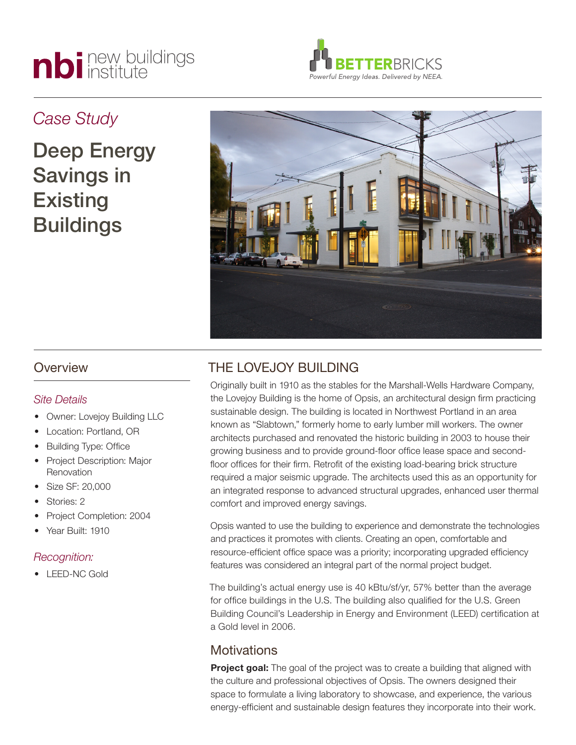nbi new buildings institute

BETTERBRICKS
Powerful Energy Ideas. Delivered by NEEA.

*Case Study*

# Deep Energy Savings in Existing Buildings

## Overview

### *Site Details*

- Owner: Lovejoy Building LLC
- Location: Portland, OR
- Building Type: Office
- Project Description: Major Renovation
- Size SF: 20,000
- Stories: 2
- Project Completion: 2004
- Year Built: 1910

### *Recognition:*

- LEED-NC Gold

## THE LOVEJOY BUILDING

Originally built in 1910 as the stables for the Marshall-Wells Hardware Company, the Lovejoy Building is the home of Opsis, an architectural design firm practicing sustainable design. The building is located in Northwest Portland in an area known as "Slabtown," formerly home to early lumber mill workers. The owner architects purchased and renovated the historic building in 2003 to house their growing business and to provide ground-floor office lease space and second-floor offices for their firm. Retrofit of the existing load-bearing brick structure required a major seismic upgrade. The architects used this as an opportunity for an integrated response to advanced structural upgrades, enhanced user thermal comfort and improved energy savings.

Opsis wanted to use the building to experience and demonstrate the technologies and practices it promotes with clients. Creating an open, comfortable and resource-efficient office space was a priority; incorporating upgraded efficiency features was considered an integral part of the normal project budget.

The building's actual energy use is 40 kBtu/sf/yr, 57% better than the average for office buildings in the U.S. The building also qualified for the U.S. Green Building Council's Leadership in Energy and Environment (LEED) certification at a Gold level in 2006.

### Motivations

**Project goal:** The goal of the project was to create a building that aligned with the culture and professional objectives of Opsis. The owners designed their space to formulate a living laboratory to showcase, and experience, the various energy-efficient and sustainable design features they incorporate into their work.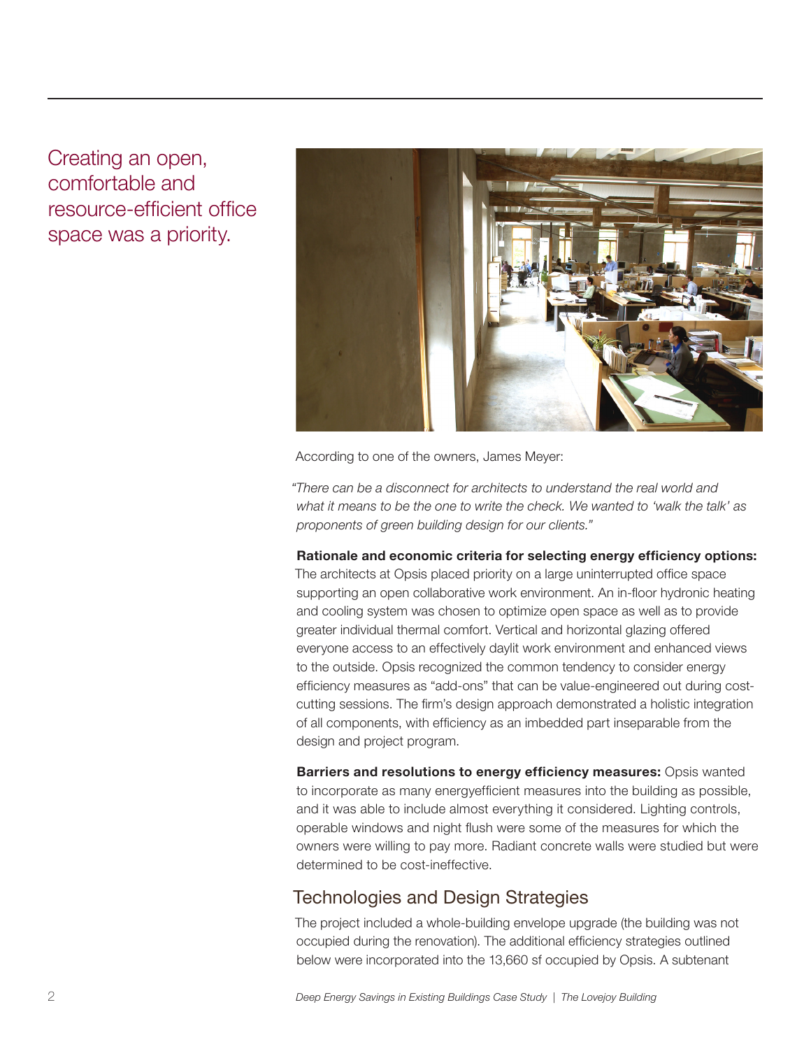Creating an open, comfortable and resource-efficient office space was a priority.

According to one of the owners, James Meyer:

*"There can be a disconnect for architects to understand the real world and what it means to be the one to write the check. We wanted to 'walk the talk' as proponents of green building design for our clients."*

**Rationale and economic criteria for selecting energy efficiency options:** The architects at Opsis placed priority on a large uninterrupted office space supporting an open collaborative work environment. An in-floor hydronic heating and cooling system was chosen to optimize open space as well as to provide greater individual thermal comfort. Vertical and horizontal glazing offered everyone access to an effectively daylit work environment and enhanced views to the outside. Opsis recognized the common tendency to consider energy efficiency measures as "add-ons" that can be value-engineered out during cost-cutting sessions. The firm's design approach demonstrated a holistic integration of all components, with efficiency as an imbedded part inseparable from the design and project program.

**Barriers and resolutions to energy efficiency measures:** Opsis wanted to incorporate as many energyefficient measures into the building as possible, and it was able to include almost everything it considered. Lighting controls, operable windows and night flush were some of the measures for which the owners were willing to pay more. Radiant concrete walls were studied but were determined to be cost-ineffective.

## Technologies and Design Strategies

The project included a whole-building envelope upgrade (the building was not occupied during the renovation). The additional efficiency strategies outlined below were incorporated into the 13,660 sf occupied by Opsis. A subtenant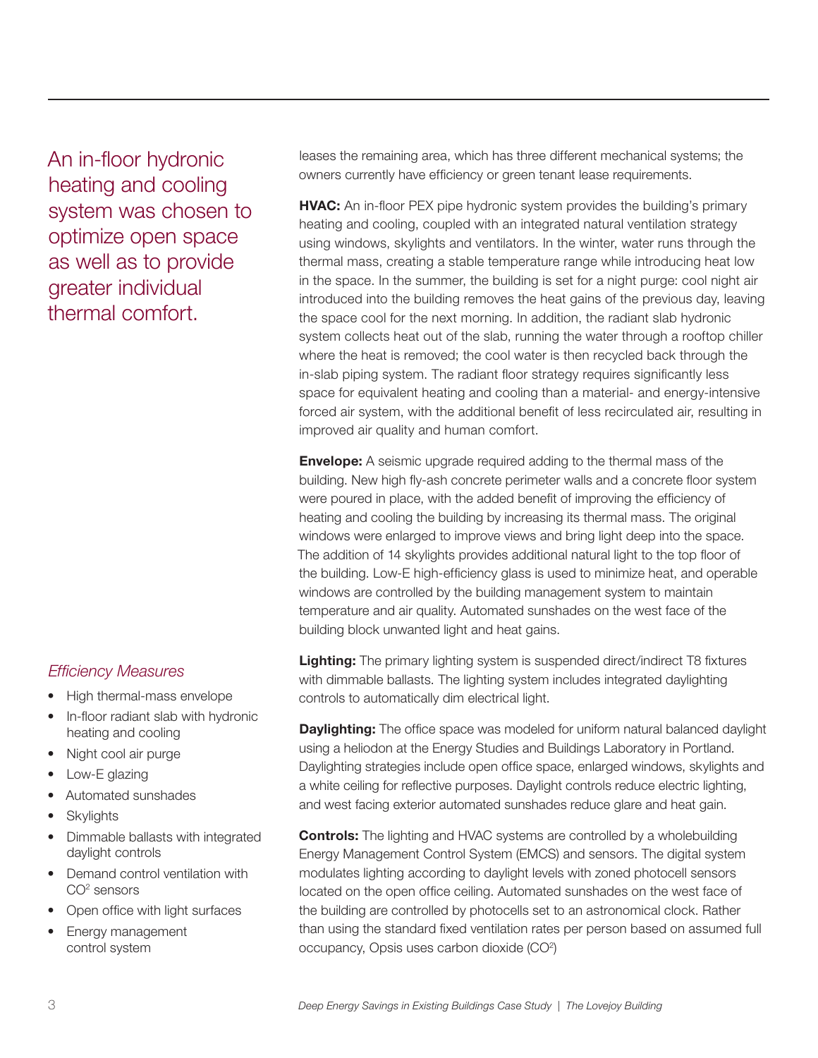An in-floor hydronic heating and cooling system was chosen to optimize open space as well as to provide greater individual thermal comfort.

*Efficiency Measures*

- High thermal-mass envelope
- In-floor radiant slab with hydronic heating and cooling
- Night cool air purge
- Low-E glazing
- Automated sunshades
- Skylights
- Dimmable ballasts with integrated daylight controls
- Demand control ventilation with $CO^2$ sensors
- Open office with light surfaces
- Energy management control system

leases the remaining area, which has three different mechanical systems; the owners currently have efficiency or green tenant lease requirements.

**HVAC:** An in-floor PEX pipe hydronic system provides the building's primary heating and cooling, coupled with an integrated natural ventilation strategy using windows, skylights and ventilators. In the winter, water runs through the thermal mass, creating a stable temperature range while introducing heat low in the space. In the summer, the building is set for a night purge: cool night air introduced into the building removes the heat gains of the previous day, leaving the space cool for the next morning. In addition, the radiant slab hydronic system collects heat out of the slab, running the water through a rooftop chiller where the heat is removed; the cool water is then recycled back through the in-slab piping system. The radiant floor strategy requires significantly less space for equivalent heating and cooling than a material- and energy-intensive forced air system, with the additional benefit of less recirculated air, resulting in improved air quality and human comfort.

**Envelope:** A seismic upgrade required adding to the thermal mass of the building. New high fly-ash concrete perimeter walls and a concrete floor system were poured in place, with the added benefit of improving the efficiency of heating and cooling the building by increasing its thermal mass. The original windows were enlarged to improve views and bring light deep into the space. The addition of 14 skylights provides additional natural light to the top floor of the building. Low-E high-efficiency glass is used to minimize heat, and operable windows are controlled by the building management system to maintain temperature and air quality. Automated sunshades on the west face of the building block unwanted light and heat gains.

**Lighting:** The primary lighting system is suspended direct/indirect T8 fixtures with dimmable ballasts. The lighting system includes integrated daylighting controls to automatically dim electrical light.

**Daylighting:** The office space was modeled for uniform natural balanced daylight using a heliodon at the Energy Studies and Buildings Laboratory in Portland. Daylighting strategies include open office space, enlarged windows, skylights and a white ceiling for reflective purposes. Daylight controls reduce electric lighting, and west facing exterior automated sunshades reduce glare and heat gain.

**Controls:** The lighting and HVAC systems are controlled by a wholebuilding Energy Management Control System (EMCS) and sensors. The digital system modulates lighting according to daylight levels with zoned photocell sensors located on the open office ceiling. Automated sunshades on the west face of the building are controlled by photocells set to an astronomical clock. Rather than using the standard fixed ventilation rates per person based on assumed full occupancy, Opsis uses carbon dioxide ($CO^2$)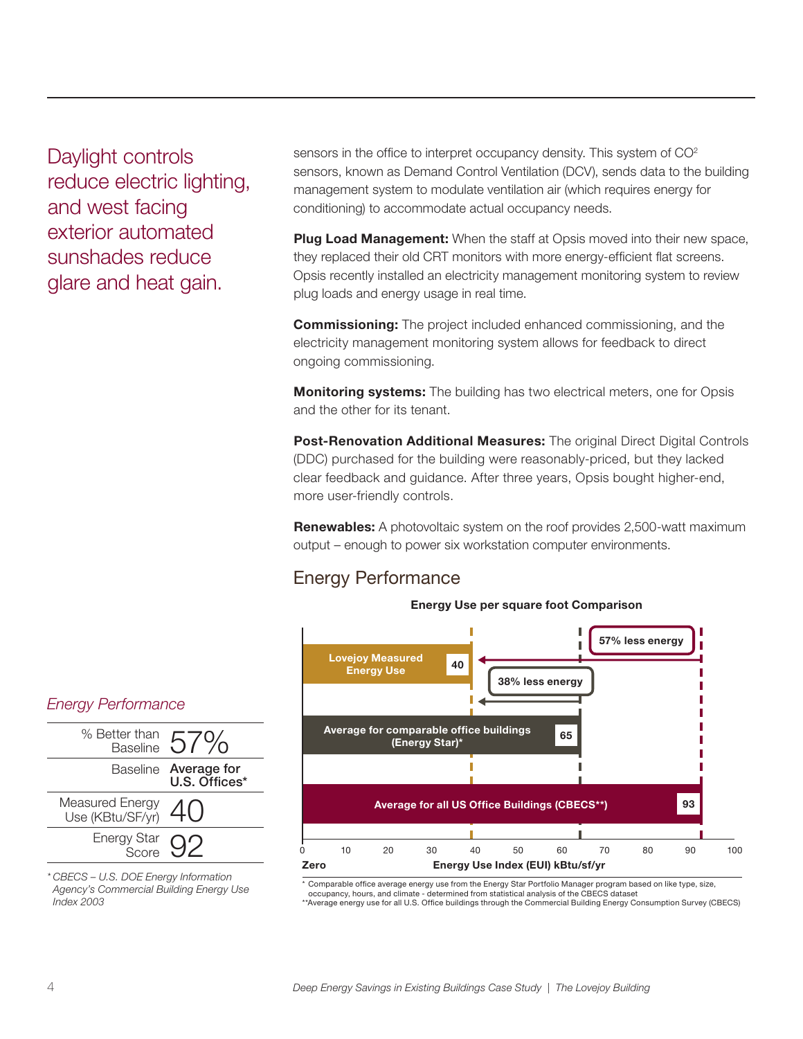Daylight controls reduce electric lighting, and west facing exterior automated sunshades reduce glare and heat gain.

sensors in the office to interpret occupancy density. This system of $CO^2$ sensors, known as Demand Control Ventilation (DCV), sends data to the building management system to modulate ventilation air (which requires energy for conditioning) to accommodate actual occupancy needs.

**Plug Load Management:** When the staff at Opsis moved into their new space, they replaced their old CRT monitors with more energy-efficient flat screens. Opsis recently installed an electricity management monitoring system to review plug loads and energy usage in real time.

**Commissioning:** The project included enhanced commissioning, and the electricity management monitoring system allows for feedback to direct ongoing commissioning.

**Monitoring systems:** The building has two electrical meters, one for Opsis and the other for its tenant.

**Post-Renovation Additional Measures:** The original Direct Digital Controls (DDC) purchased for the building were reasonably-priced, but they lacked clear feedback and guidance. After three years, Opsis bought higher-end, more user-friendly controls.

**Renewables:** A photovoltaic system on the roof provides 2,500-watt maximum output – enough to power six workstation computer environments.

## Energy Performance

**Energy Use per square foot Comparison**

| Building | Energy Use Index (EUI) kBtu/sf/yr |
|---|---|
| Lovejoy Measured Energy Use | 40 |
| Average for comparable office buildings (Energy Star)* | 65 |
| Average for all US Office Buildings (CBECS**) | 93 |

57% less energy (vs. Average for all US Office Buildings); 38% less energy (vs. Average for comparable office buildings)

\* Comparable office average energy use from the Energy Star Portfolio Manager program based on like type, size, occupancy, hours, and climate - determined from statistical analysis of the CBECS dataset
\*\*Average energy use for all U.S. Office buildings through the Commercial Building Energy Consumption Survey (CBECS)

*Energy Performance*

| | |
|---|---|
| % Better than Baseline | 57% |
| Baseline | **Average for U.S. Offices*** |
| Measured Energy Use (KBtu/SF/yr) | 40 |
| Energy Star Score | 92 |

*\* CBECS – U.S. DOE Energy Information Agency's Commercial Building Energy Use Index 2003*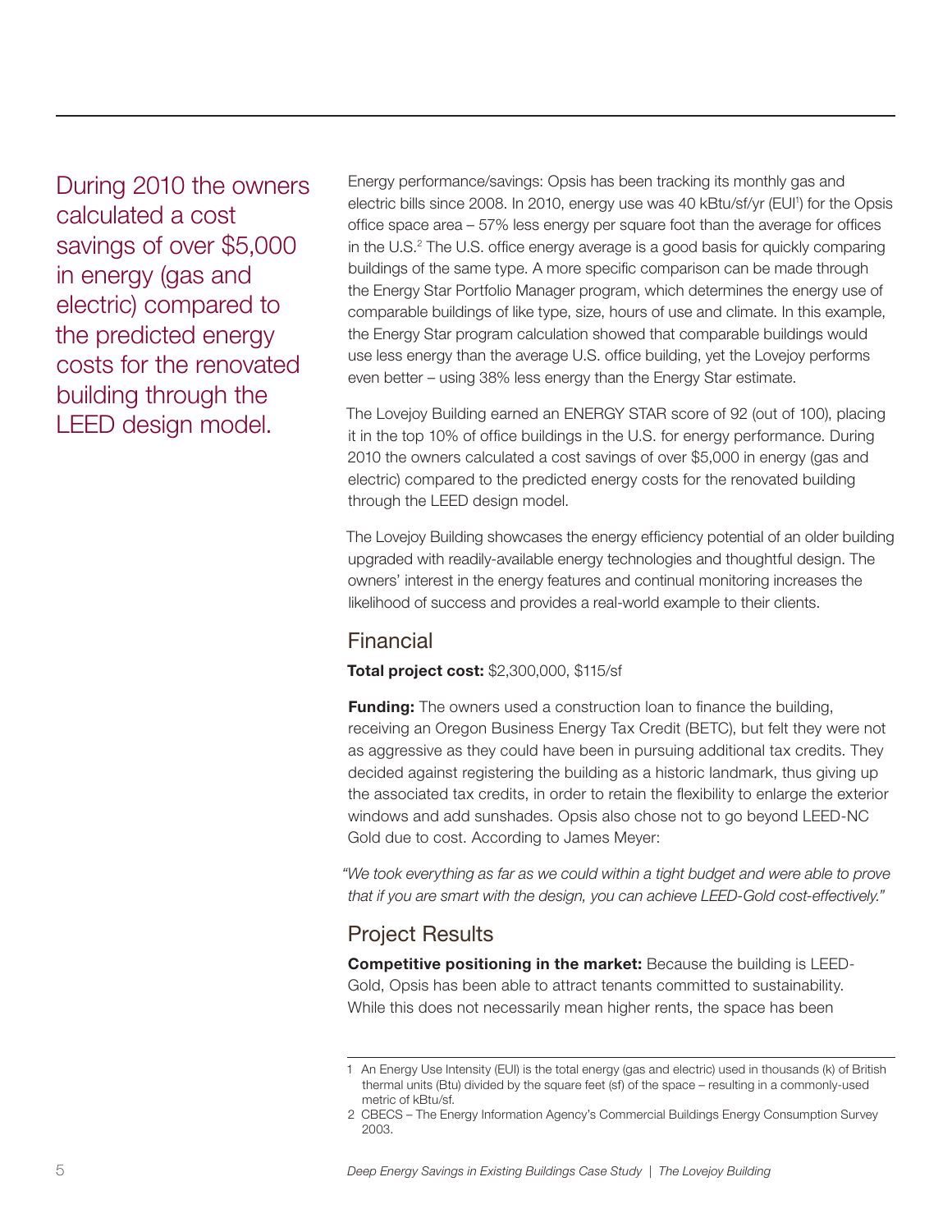During 2010 the owners calculated a cost savings of over $5,000 in energy (gas and electric) compared to the predicted energy costs for the renovated building through the LEED design model.

Energy performance/savings: Opsis has been tracking its monthly gas and electric bills since 2008. In 2010, energy use was 40 kBtu/sf/yr (EUI[1]) for the Opsis office space area – 57% less energy per square foot than the average for offices in the U.S.[2] The U.S. office energy average is a good basis for quickly comparing buildings of the same type. A more specific comparison can be made through the Energy Star Portfolio Manager program, which determines the energy use of comparable buildings of like type, size, hours of use and climate. In this example, the Energy Star program calculation showed that comparable buildings would use less energy than the average U.S. office building, yet the Lovejoy performs even better – using 38% less energy than the Energy Star estimate.

The Lovejoy Building earned an ENERGY STAR score of 92 (out of 100), placing it in the top 10% of office buildings in the U.S. for energy performance. During 2010 the owners calculated a cost savings of over $5,000 in energy (gas and electric) compared to the predicted energy costs for the renovated building through the LEED design model.

The Lovejoy Building showcases the energy efficiency potential of an older building upgraded with readily-available energy technologies and thoughtful design. The owners' interest in the energy features and continual monitoring increases the likelihood of success and provides a real-world example to their clients.

## Financial

**Total project cost:** $2,300,000, $115/sf

**Funding:** The owners used a construction loan to finance the building, receiving an Oregon Business Energy Tax Credit (BETC), but felt they were not as aggressive as they could have been in pursuing additional tax credits. They decided against registering the building as a historic landmark, thus giving up the associated tax credits, in order to retain the flexibility to enlarge the exterior windows and add sunshades. Opsis also chose not to go beyond LEED-NC Gold due to cost. According to James Meyer:

*"We took everything as far as we could within a tight budget and were able to prove that if you are smart with the design, you can achieve LEED-Gold cost-effectively."*

## Project Results

**Competitive positioning in the market:** Because the building is LEED-Gold, Opsis has been able to attract tenants committed to sustainability. While this does not necessarily mean higher rents, the space has been

---

1 An Energy Use Intensity (EUI) is the total energy (gas and electric) used in thousands (k) of British thermal units (Btu) divided by the square feet (sf) of the space – resulting in a commonly-used metric of kBtu/sf.

2 CBECS – The Energy Information Agency's Commercial Buildings Energy Consumption Survey 2003.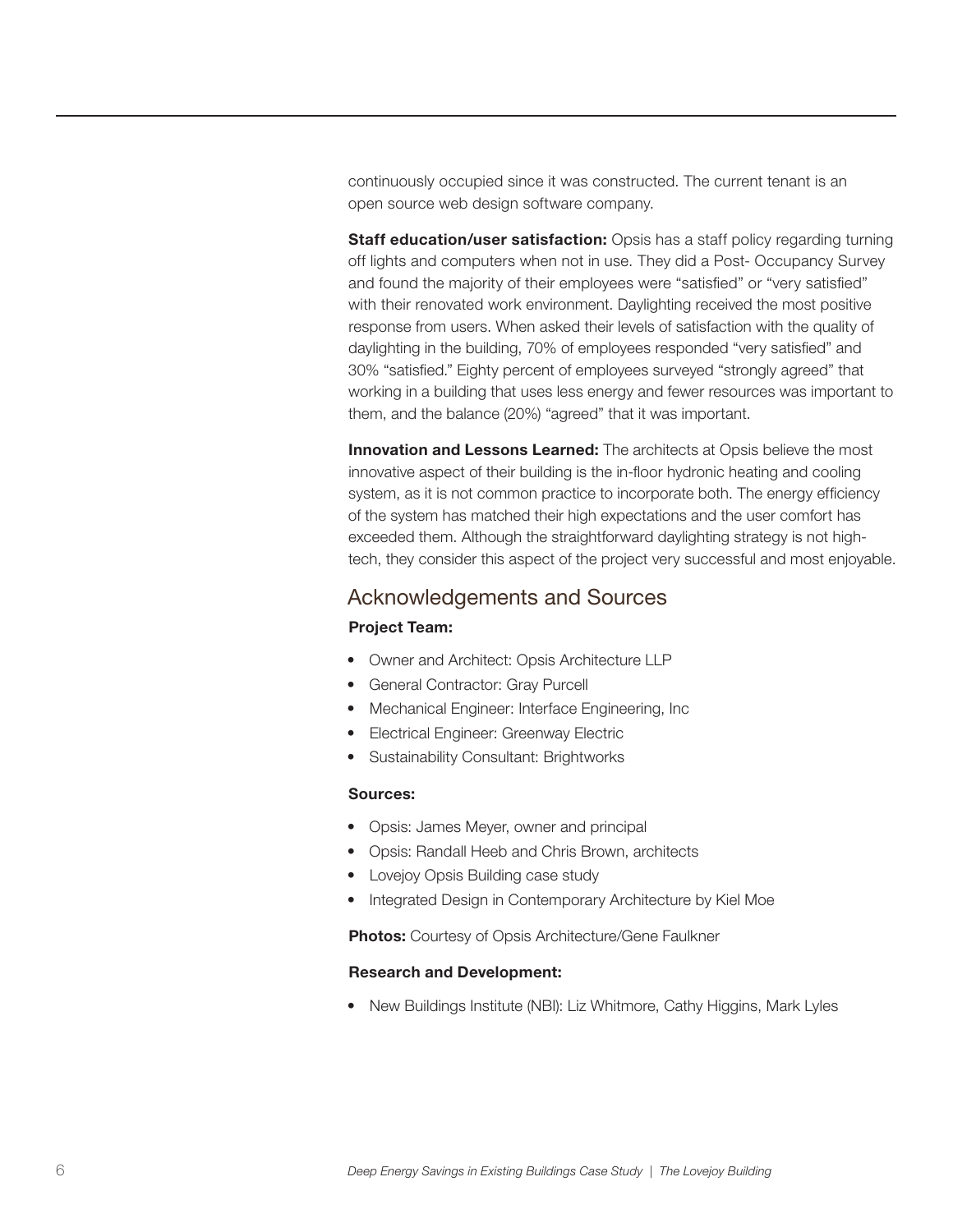continuously occupied since it was constructed. The current tenant is an open source web design software company.

**Staff education/user satisfaction:** Opsis has a staff policy regarding turning off lights and computers when not in use. They did a Post- Occupancy Survey and found the majority of their employees were "satisfied" or "very satisfied" with their renovated work environment. Daylighting received the most positive response from users. When asked their levels of satisfaction with the quality of daylighting in the building, 70% of employees responded "very satisfied" and 30% "satisfied." Eighty percent of employees surveyed "strongly agreed" that working in a building that uses less energy and fewer resources was important to them, and the balance (20%) "agreed" that it was important.

**Innovation and Lessons Learned:** The architects at Opsis believe the most innovative aspect of their building is the in-floor hydronic heating and cooling system, as it is not common practice to incorporate both. The energy efficiency of the system has matched their high expectations and the user comfort has exceeded them. Although the straightforward daylighting strategy is not high-tech, they consider this aspect of the project very successful and most enjoyable.

## Acknowledgements and Sources

**Project Team:**

- Owner and Architect: Opsis Architecture LLP
- General Contractor: Gray Purcell
- Mechanical Engineer: Interface Engineering, Inc
- Electrical Engineer: Greenway Electric
- Sustainability Consultant: Brightworks

**Sources:**

- Opsis: James Meyer, owner and principal
- Opsis: Randall Heeb and Chris Brown, architects
- Lovejoy Opsis Building case study
- Integrated Design in Contemporary Architecture by Kiel Moe

**Photos:** Courtesy of Opsis Architecture/Gene Faulkner

**Research and Development:**

- New Buildings Institute (NBI): Liz Whitmore, Cathy Higgins, Mark Lyles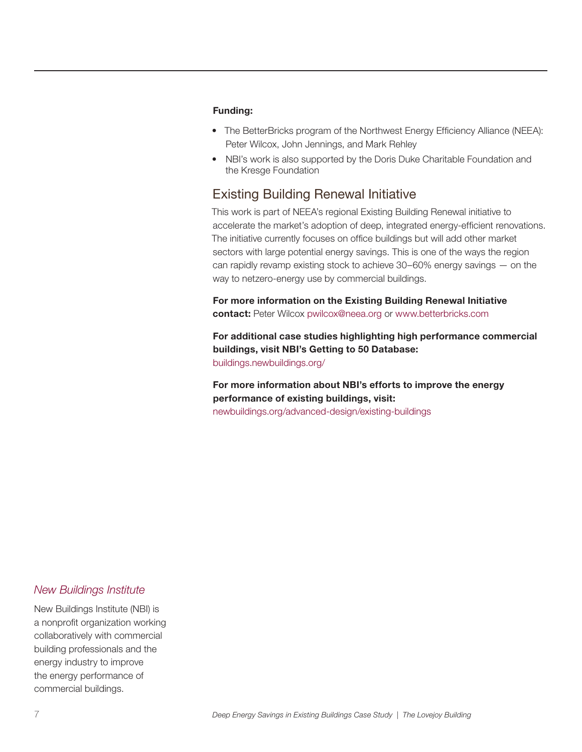**Funding:**

- The BetterBricks program of the Northwest Energy Efficiency Alliance (NEEA): Peter Wilcox, John Jennings, and Mark Rehley
- NBI's work is also supported by the Doris Duke Charitable Foundation and the Kresge Foundation

## Existing Building Renewal Initiative

This work is part of NEEA's regional Existing Building Renewal initiative to accelerate the market's adoption of deep, integrated energy-efficient renovations. The initiative currently focuses on office buildings but will add other market sectors with large potential energy savings. This is one of the ways the region can rapidly revamp existing stock to achieve 30–60% energy savings — on the way to netzero-energy use by commercial buildings.

**For more information on the Existing Building Renewal Initiative contact:** Peter Wilcox pwilcox@neea.org or www.betterbricks.com

**For additional case studies highlighting high performance commercial buildings, visit NBI's Getting to 50 Database:**
buildings.newbuildings.org/

**For more information about NBI's efforts to improve the energy performance of existing buildings, visit:**
newbuildings.org/advanced-design/existing-buildings

### *New Buildings Institute*

New Buildings Institute (NBI) is a nonprofit organization working collaboratively with commercial building professionals and the energy industry to improve the energy performance of commercial buildings.